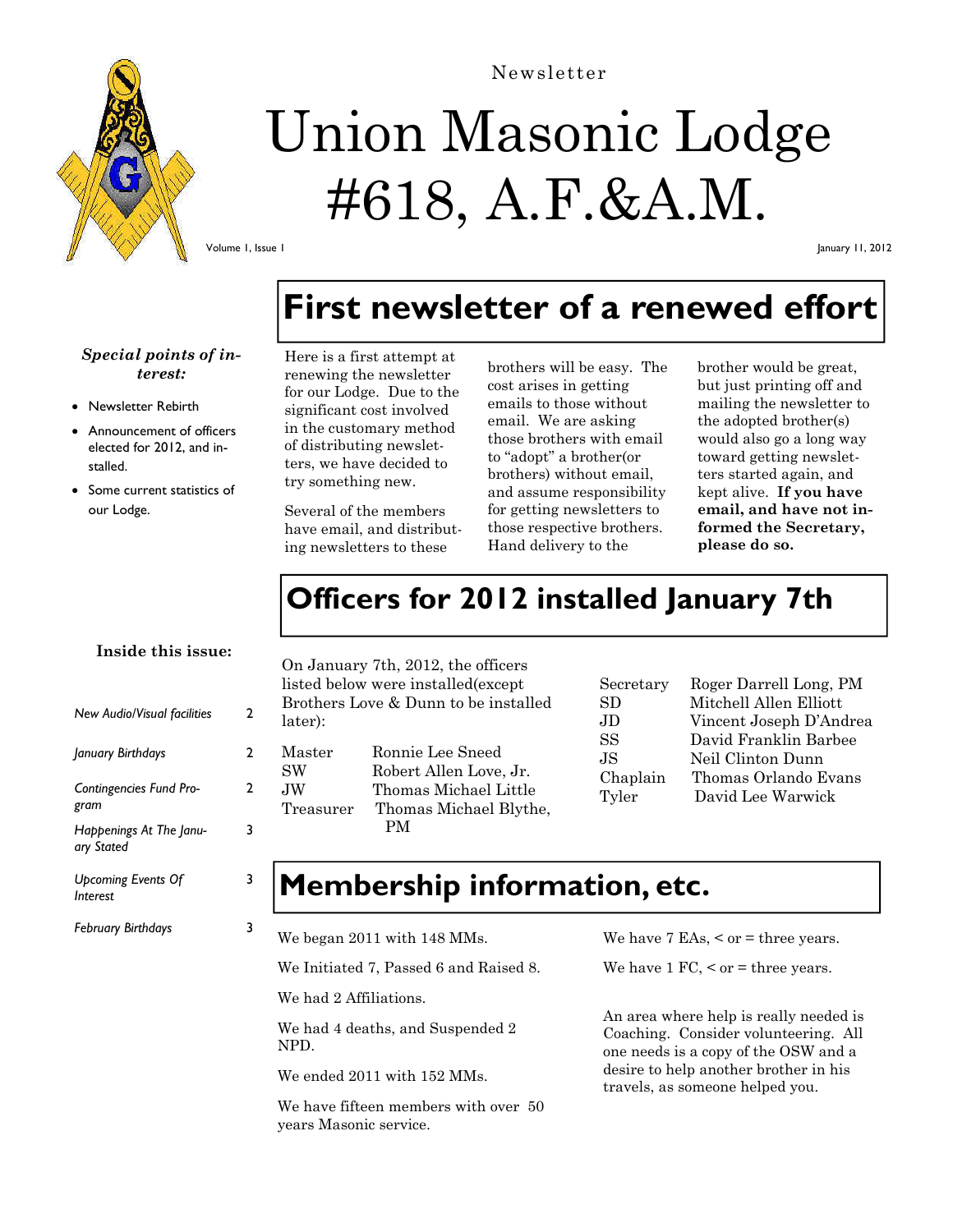Newsletter

# Union Masonic Lodge #618, A.F.&A.M.

Volume 1, Issue 1

January 11, 2012

***Special points of interest:***

- Newsletter Rebirth
- Announcement of officers elected for 2012, and installed.
- Some current statistics of our Lodge.

**Inside this issue:**

| | |
|---|---|
| *New Audio/Visual facilities* | 2 |
| *January Birthdays* | 2 |
| *Contingencies Fund Program* | 2 |
| *Happenings At The January Stated* | 3 |
| *Upcoming Events Of Interest* | 3 |
| *February Birthdays* | 3 |

## First newsletter of a renewed effort

Here is a first attempt at renewing the newsletter for our Lodge. Due to the significant cost involved in the customary method of distributing newsletters, we have decided to try something new.

Several of the members have email, and distributing newsletters to these brothers will be easy. The cost arises in getting emails to those without email. We are asking those brothers with email to "adopt" a brother(or brothers) without email, and assume responsibility for getting newsletters to those respective brothers. Hand delivery to the brother would be great, but just printing off and mailing the newsletter to the adopted brother(s) would also go a long way toward getting newsletters started again, and kept alive. **If you have email, and have not informed the Secretary, please do so.**

## Officers for 2012 installed January 7th

On January 7th, 2012, the officers listed below were installed(except Brothers Love & Dunn to be installed later):

| | |
|---|---|
| Master | Ronnie Lee Sneed |
| SW | Robert Allen Love, Jr. |
| JW | Thomas Michael Little |
| Treasurer | Thomas Michael Blythe, PM |
| Secretary | Roger Darrell Long, PM |
| SD | Mitchell Allen Elliott |
| JD | Vincent Joseph D'Andrea |
| SS | David Franklin Barbee |
| JS | Neil Clinton Dunn |
| Chaplain | Thomas Orlando Evans |
| Tyler | David Lee Warwick |

## Membership information, etc.

We began 2011 with 148 MMs.

We Initiated 7, Passed 6 and Raised 8.

We had 2 Affiliations.

We had 4 deaths, and Suspended 2 NPD.

We ended 2011 with 152 MMs.

We have fifteen members with over 50 years Masonic service.

We have 7 EAs, < or = three years.

We have 1 FC, < or = three years.

An area where help is really needed is Coaching. Consider volunteering. All one needs is a copy of the OSW and a desire to help another brother in his travels, as someone helped you.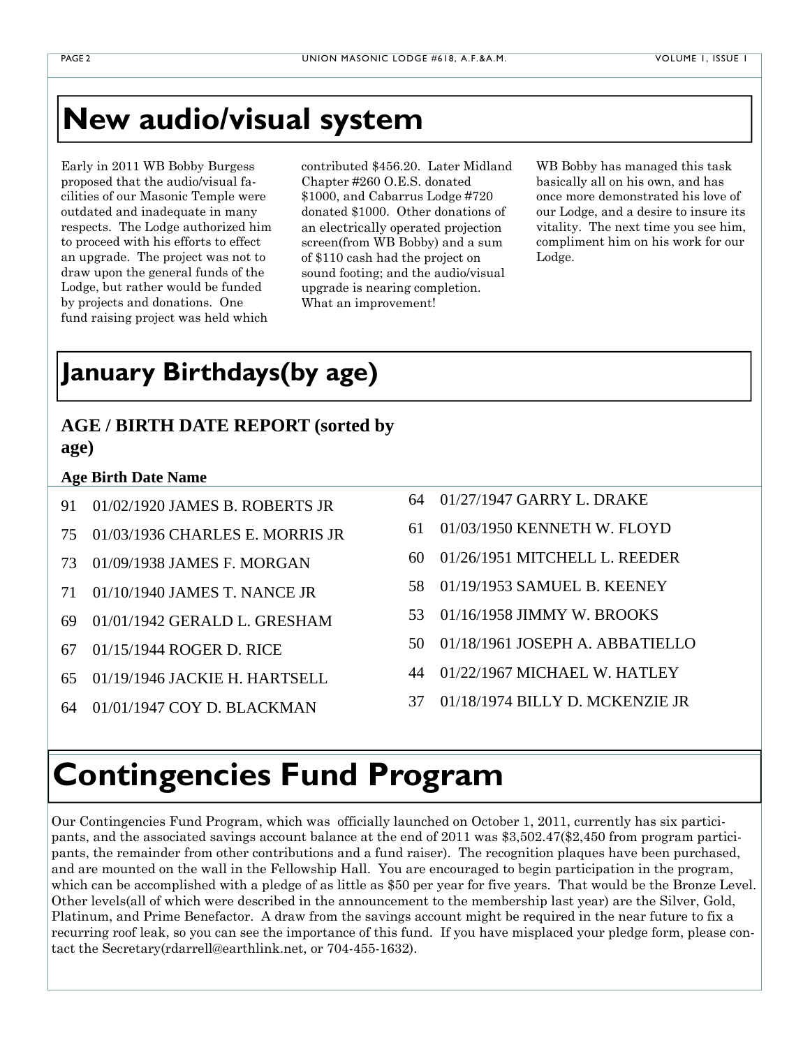# New audio/visual system

Early in 2011 WB Bobby Burgess proposed that the audio/visual facilities of our Masonic Temple were outdated and inadequate in many respects. The Lodge authorized him to proceed with his efforts to effect an upgrade. The project was not to draw upon the general funds of the Lodge, but rather would be funded by projects and donations. One fund raising project was held which contributed $456.20. Later Midland Chapter #260 O.E.S. donated $1000, and Cabarrus Lodge #720 donated $1000. Other donations of an electrically operated projection screen(from WB Bobby) and a sum of $110 cash had the project on sound footing; and the audio/visual upgrade is nearing completion. What an improvement!

WB Bobby has managed this task basically all on his own, and has once more demonstrated his love of our Lodge, and a desire to insure its vitality. The next time you see him, compliment him on his work for our Lodge.

# January Birthdays(by age)

**AGE / BIRTH DATE REPORT (sorted by age)**

| Age | Birth Date | Name |
|---|---|---|
| 91 | 01/02/1920 | JAMES B. ROBERTS JR |
| 75 | 01/03/1936 | CHARLES E. MORRIS JR |
| 73 | 01/09/1938 | JAMES F. MORGAN |
| 71 | 01/10/1940 | JAMES T. NANCE JR |
| 69 | 01/01/1942 | GERALD L. GRESHAM |
| 67 | 01/15/1944 | ROGER D. RICE |
| 65 | 01/19/1946 | JACKIE H. HARTSELL |
| 64 | 01/01/1947 | COY D. BLACKMAN |
| 64 | 01/27/1947 | GARRY L. DRAKE |
| 61 | 01/03/1950 | KENNETH W. FLOYD |
| 60 | 01/26/1951 | MITCHELL L. REEDER |
| 58 | 01/19/1953 | SAMUEL B. KEENEY |
| 53 | 01/16/1958 | JIMMY W. BROOKS |
| 50 | 01/18/1961 | JOSEPH A. ABBATIELLO |
| 44 | 01/22/1967 | MICHAEL W. HATLEY |
| 37 | 01/18/1974 | BILLY D. MCKENZIE JR |

# Contingencies Fund Program

Our Contingencies Fund Program, which was officially launched on October 1, 2011, currently has six participants, and the associated savings account balance at the end of 2011 was $3,502.47($2,450 from program participants, the remainder from other contributions and a fund raiser). The recognition plaques have been purchased, and are mounted on the wall in the Fellowship Hall. You are encouraged to begin participation in the program, which can be accomplished with a pledge of as little as $50 per year for five years. That would be the Bronze Level. Other levels(all of which were described in the announcement to the membership last year) are the Silver, Gold, Platinum, and Prime Benefactor. A draw from the savings account might be required in the near future to fix a recurring roof leak, so you can see the importance of this fund. If you have misplaced your pledge form, please contact the Secretary(rdarrell@earthlink.net, or 704-455-1632).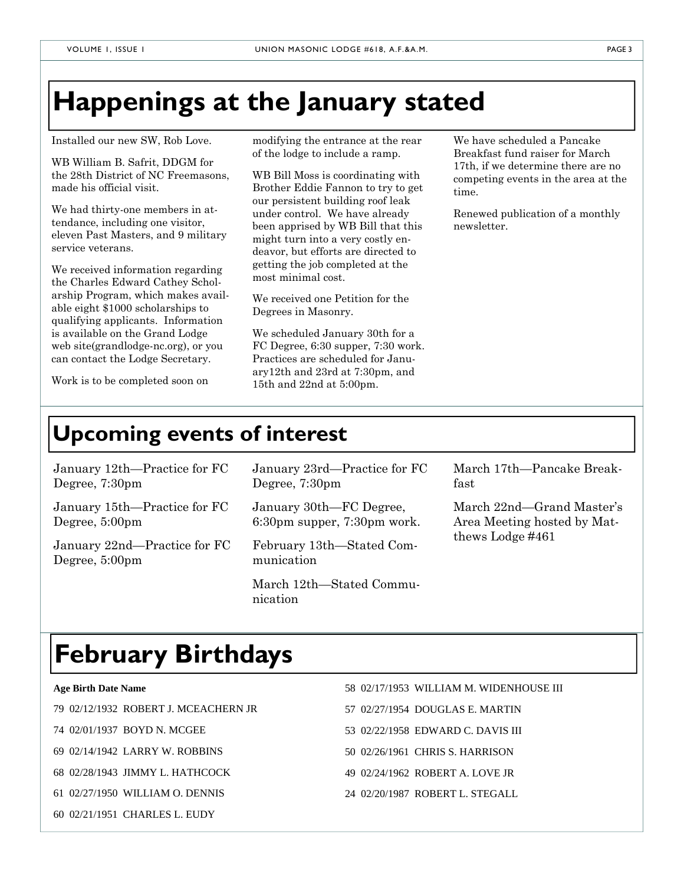# Happenings at the January stated

Installed our new SW, Rob Love.

WB William B. Safrit, DDGM for the 28th District of NC Freemasons, made his official visit.

We had thirty-one members in attendance, including one visitor, eleven Past Masters, and 9 military service veterans.

We received information regarding the Charles Edward Cathey Scholarship Program, which makes available eight $1000 scholarships to qualifying applicants. Information is available on the Grand Lodge web site(grandlodge-nc.org), or you can contact the Lodge Secretary.

Work is to be completed soon on modifying the entrance at the rear of the lodge to include a ramp.

WB Bill Moss is coordinating with Brother Eddie Fannon to try to get our persistent building roof leak under control. We have already been apprised by WB Bill that this might turn into a very costly endeavor, but efforts are directed to getting the job completed at the most minimal cost.

We received one Petition for the Degrees in Masonry.

We scheduled January 30th for a FC Degree, 6:30 supper, 7:30 work. Practices are scheduled for January12th and 23rd at 7:30pm, and 15th and 22nd at 5:00pm.

We have scheduled a Pancake Breakfast fund raiser for March 17th, if we determine there are no competing events in the area at the time.

Renewed publication of a monthly newsletter.

# Upcoming events of interest

January 12th—Practice for FC Degree, 7:30pm

January 15th—Practice for FC Degree, 5:00pm

January 22nd—Practice for FC Degree, 5:00pm

January 23rd—Practice for FC Degree, 7:30pm

January 30th—FC Degree, 6:30pm supper, 7:30pm work.

February 13th—Stated Communication

March 12th—Stated Communication

March 17th—Pancake Breakfast

March 22nd—Grand Master's Area Meeting hosted by Matthews Lodge #461

# February Birthdays

| Age | Birth Date | Name |
|---|---|---|
| 79 | 02/12/1932 | ROBERT J. MCEACHERN JR |
| 74 | 02/01/1937 | BOYD N. MCGEE |
| 69 | 02/14/1942 | LARRY W. ROBBINS |
| 68 | 02/28/1943 | JIMMY L. HATHCOCK |
| 61 | 02/27/1950 | WILLIAM O. DENNIS |
| 60 | 02/21/1951 | CHARLES L. EUDY |
| 58 | 02/17/1953 | WILLIAM M. WIDENHOUSE III |
| 57 | 02/27/1954 | DOUGLAS E. MARTIN |
| 53 | 02/22/1958 | EDWARD C. DAVIS III |
| 50 | 02/26/1961 | CHRIS S. HARRISON |
| 49 | 02/24/1962 | ROBERT A. LOVE JR |
| 24 | 02/20/1987 | ROBERT L. STEGALL |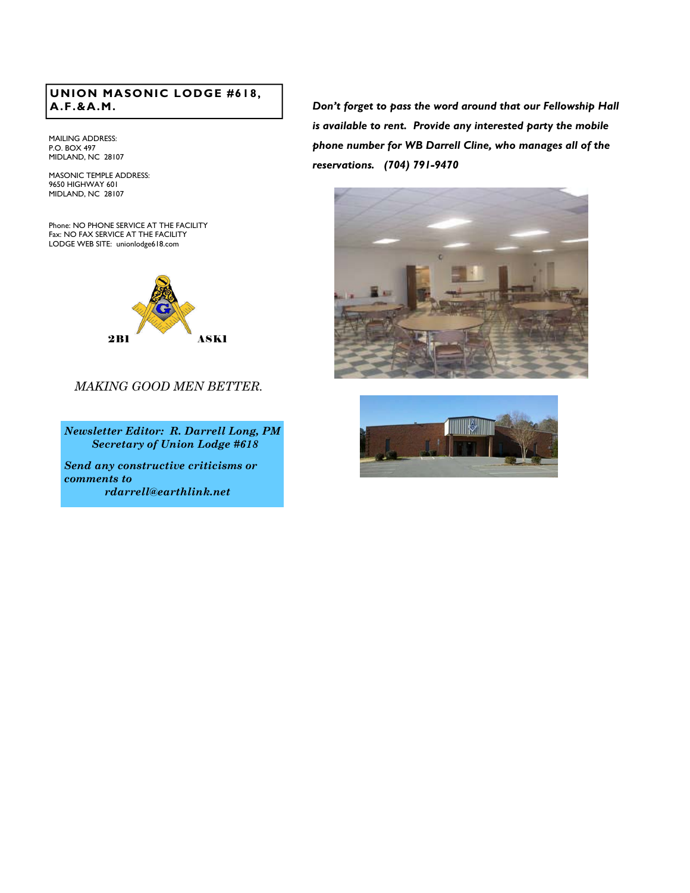**UNION MASONIC LODGE #618, A.F.&A.M.**

MAILING ADDRESS:
P.O. BOX 497
MIDLAND, NC 28107

MASONIC TEMPLE ADDRESS:
9650 HIGHWAY 601
MIDLAND, NC 28107

Phone: NO PHONE SERVICE AT THE FACILITY
Fax: NO FAX SERVICE AT THE FACILITY
LODGE WEB SITE: unionlodge618.com

2B1 ASK1

*MAKING GOOD MEN BETTER.*

***Newsletter Editor: R. Darrell Long, PM***
***Secretary of Union Lodge #618***

***Send any constructive criticisms or comments to***
***rdarrell@earthlink.net***

***Don't forget to pass the word around that our Fellowship Hall is available to rent. Provide any interested party the mobile phone number for WB Darrell Cline, who manages all of the reservations. (704) 791-9470***